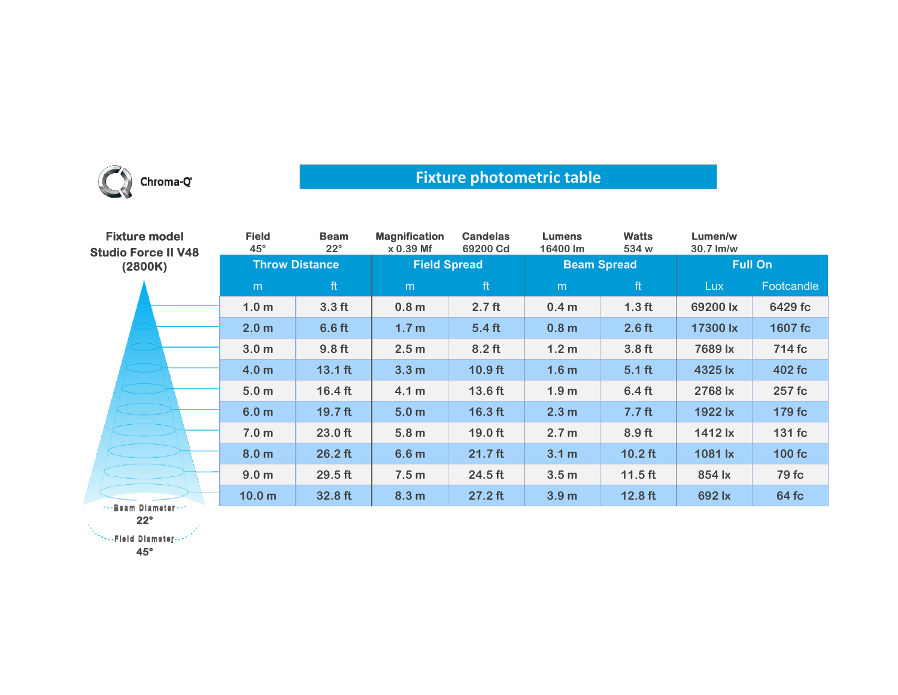Chroma-Q

# Fixture photometric table

**Fixture model**
**Studio Force II V48**
**(2800K)**

| Field | Beam | Magnification | Candelas | Lumens | Watts | Lumen/w |
|---|---|---|---|---|---|---|
| 45° | 22° | x 0.39 Mf | 69200 Cd | 16400 lm | 534 w | 30.7 lm/w |

| Throw Distance | | Field Spread | | Beam Spread | | Full On | |
|---|---|---|---|---|---|---|---|
| m | ft | m | ft | m | ft | Lux | Footcandle |
| 1.0 m | 3.3 ft | 0.8 m | 2.7 ft | 0.4 m | 1.3 ft | 69200 lx | 6429 fc |
| 2.0 m | 6.6 ft | 1.7 m | 5.4 ft | 0.8 m | 2.6 ft | 17300 lx | 1607 fc |
| 3.0 m | 9.8 ft | 2.5 m | 8.2 ft | 1.2 m | 3.8 ft | 7689 lx | 714 fc |
| 4.0 m | 13.1 ft | 3.3 m | 10.9 ft | 1.6 m | 5.1 ft | 4325 lx | 402 fc |
| 5.0 m | 16.4 ft | 4.1 m | 13.6 ft | 1.9 m | 6.4 ft | 2768 lx | 257 fc |
| 6.0 m | 19.7 ft | 5.0 m | 16.3 ft | 2.3 m | 7.7 ft | 1922 lx | 179 fc |
| 7.0 m | 23.0 ft | 5.8 m | 19.0 ft | 2.7 m | 8.9 ft | 1412 lx | 131 fc |
| 8.0 m | 26.2 ft | 6.6 m | 21.7 ft | 3.1 m | 10.2 ft | 1081 lx | 100 fc |
| 9.0 m | 29.5 ft | 7.5 m | 24.5 ft | 3.5 m | 11.5 ft | 854 lx | 79 fc |
| 10.0 m | 32.8 ft | 8.3 m | 27.2 ft | 3.9 m | 12.8 ft | 692 lx | 64 fc |

Beam Diameter 22°

Field Diameter 45°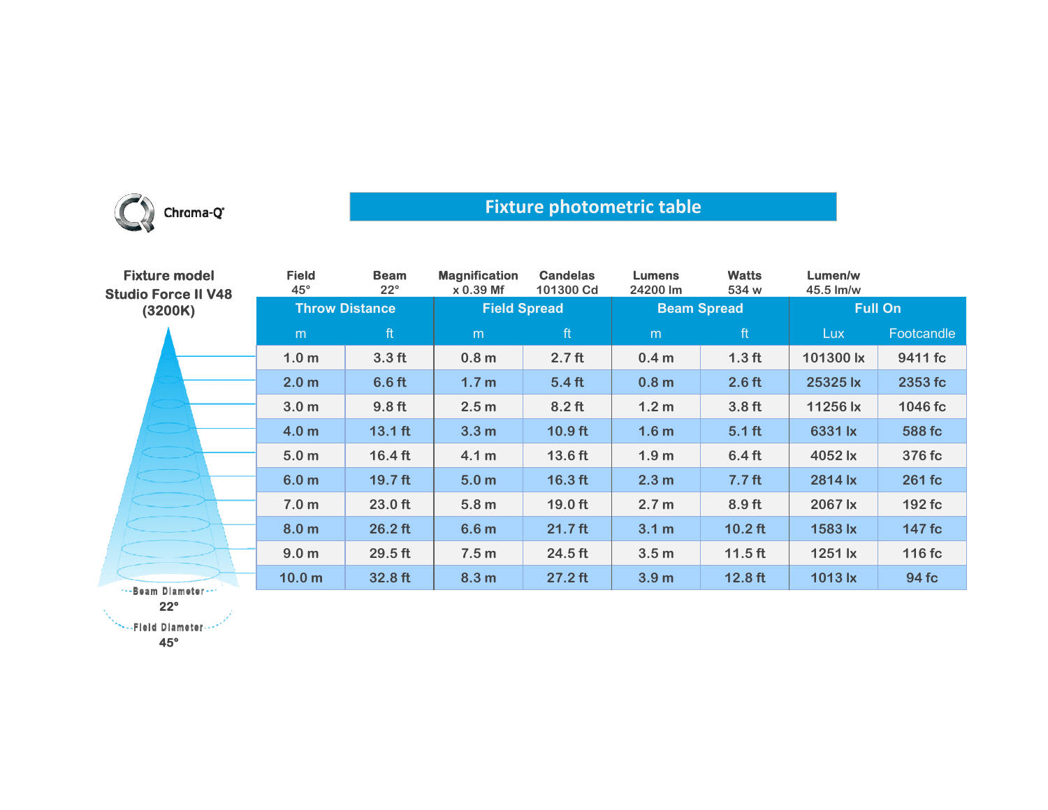Chroma-Q

# Fixture photometric table

**Fixture model**
**Studio Force II V48**
**(3200K)**

| Field | Beam | Magnification | Candelas | Lumens | Watts | Lumen/w |
|---|---|---|---|---|---|---|
| 45° | 22° | x 0.39 Mf | 101300 Cd | 24200 lm | 534 w | 45.5 lm/w |

| Throw Distance | | Field Spread | | Beam Spread | | Full On | |
|---|---|---|---|---|---|---|---|
| m | ft | m | ft | m | ft | Lux | Footcandle |
| 1.0 m | 3.3 ft | 0.8 m | 2.7 ft | 0.4 m | 1.3 ft | 101300 lx | 9411 fc |
| 2.0 m | 6.6 ft | 1.7 m | 5.4 ft | 0.8 m | 2.6 ft | 25325 lx | 2353 fc |
| 3.0 m | 9.8 ft | 2.5 m | 8.2 ft | 1.2 m | 3.8 ft | 11256 lx | 1046 fc |
| 4.0 m | 13.1 ft | 3.3 m | 10.9 ft | 1.6 m | 5.1 ft | 6331 lx | 588 fc |
| 5.0 m | 16.4 ft | 4.1 m | 13.6 ft | 1.9 m | 6.4 ft | 4052 lx | 376 fc |
| 6.0 m | 19.7 ft | 5.0 m | 16.3 ft | 2.3 m | 7.7 ft | 2814 lx | 261 fc |
| 7.0 m | 23.0 ft | 5.8 m | 19.0 ft | 2.7 m | 8.9 ft | 2067 lx | 192 fc |
| 8.0 m | 26.2 ft | 6.6 m | 21.7 ft | 3.1 m | 10.2 ft | 1583 lx | 147 fc |
| 9.0 m | 29.5 ft | 7.5 m | 24.5 ft | 3.5 m | 11.5 ft | 1251 lx | 116 fc |
| 10.0 m | 32.8 ft | 8.3 m | 27.2 ft | 3.9 m | 12.8 ft | 1013 lx | 94 fc |

Beam Diameter 22°

Field Diameter 45°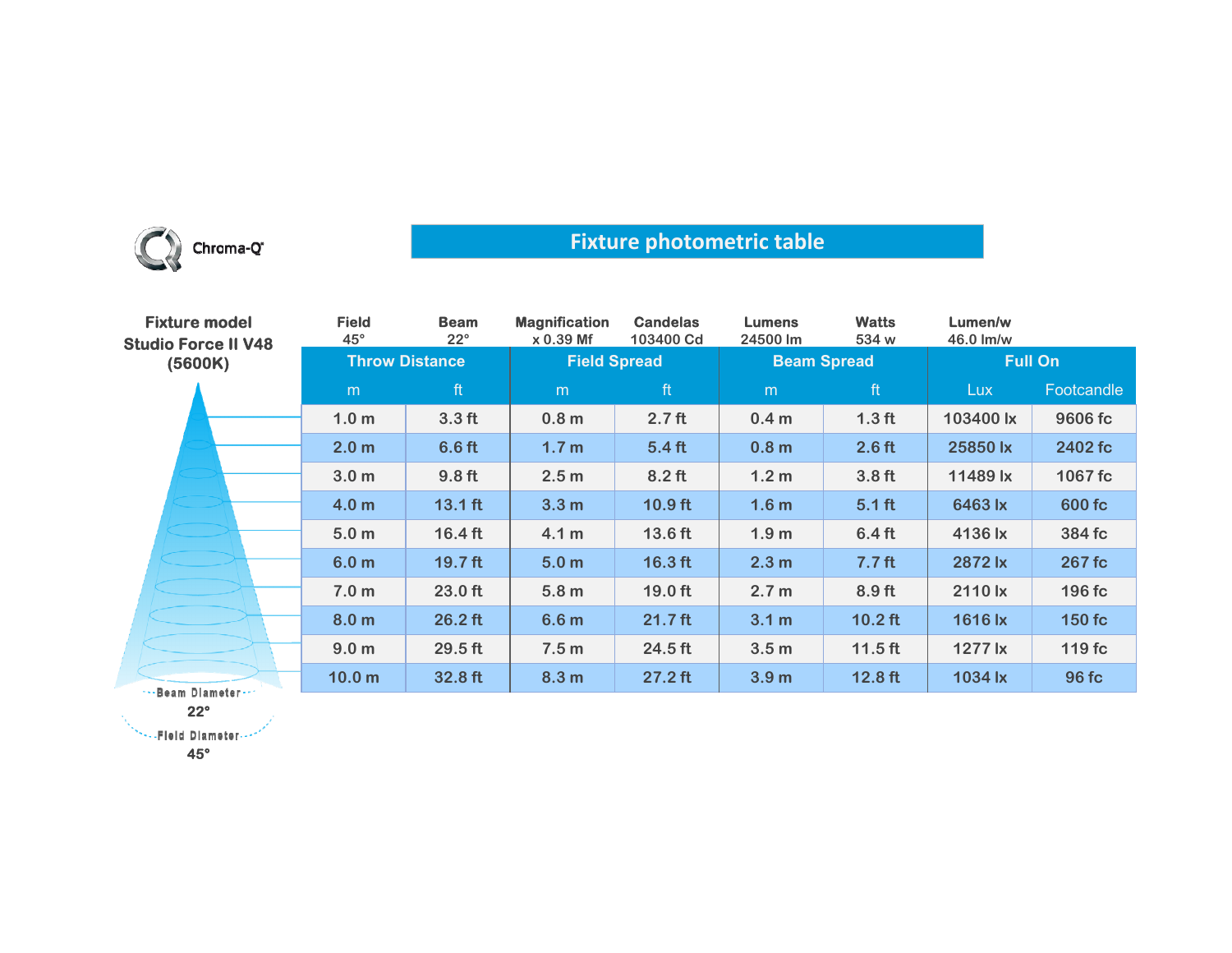Chroma-Q®

# Fixture photometric table

**Fixture model**
**Studio Force II V48**
**(5600K)**

| Field | Beam | Magnification | Candelas | Lumens | Watts | Lumen/w |
|---|---|---|---|---|---|---|
| 45° | 22° | x 0.39 Mf | 103400 Cd | 24500 lm | 534 w | 46.0 lm/w |

| Throw Distance | | Field Spread | | Beam Spread | | Full On | |
|---|---|---|---|---|---|---|---|
| m | ft | m | ft | m | ft | Lux | Footcandle |
| 1.0 m | 3.3 ft | 0.8 m | 2.7 ft | 0.4 m | 1.3 ft | 103400 lx | 9606 fc |
| 2.0 m | 6.6 ft | 1.7 m | 5.4 ft | 0.8 m | 2.6 ft | 25850 lx | 2402 fc |
| 3.0 m | 9.8 ft | 2.5 m | 8.2 ft | 1.2 m | 3.8 ft | 11489 lx | 1067 fc |
| 4.0 m | 13.1 ft | 3.3 m | 10.9 ft | 1.6 m | 5.1 ft | 6463 lx | 600 fc |
| 5.0 m | 16.4 ft | 4.1 m | 13.6 ft | 1.9 m | 6.4 ft | 4136 lx | 384 fc |
| 6.0 m | 19.7 ft | 5.0 m | 16.3 ft | 2.3 m | 7.7 ft | 2872 lx | 267 fc |
| 7.0 m | 23.0 ft | 5.8 m | 19.0 ft | 2.7 m | 8.9 ft | 2110 lx | 196 fc |
| 8.0 m | 26.2 ft | 6.6 m | 21.7 ft | 3.1 m | 10.2 ft | 1616 lx | 150 fc |
| 9.0 m | 29.5 ft | 7.5 m | 24.5 ft | 3.5 m | 11.5 ft | 1277 lx | 119 fc |
| 10.0 m | 32.8 ft | 8.3 m | 27.2 ft | 3.9 m | 12.8 ft | 1034 lx | 96 fc |

Beam Diameter
22°
Field Diameter
45°